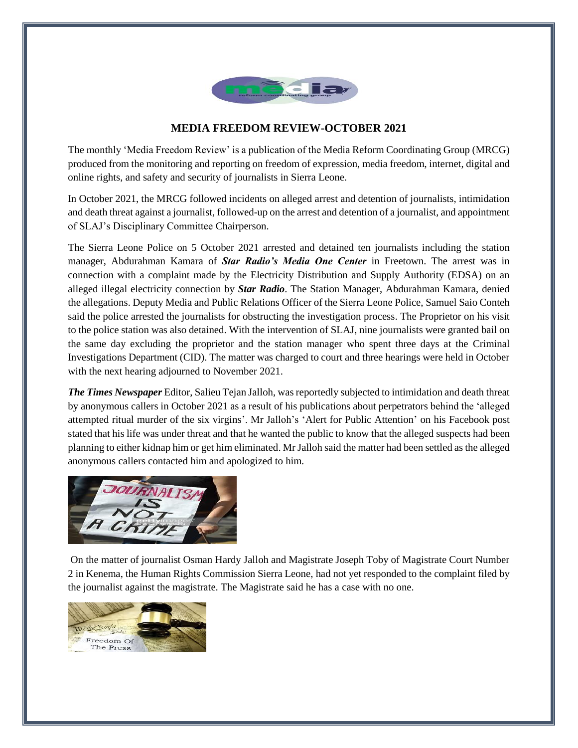# MEDIA FREEDOM REVIEW-OCTOBER 2021

The monthly 'Media Freedom Review' is a publication of the Media Reform Coordinating Group (MRCG) produced from the monitoring and reporting on freedom of expression, media freedom, internet, digital and online rights, and safety and security of journalists in Sierra Leone.

In October 2021, the MRCG followed incidents on alleged arrest and detention of journalists, intimidation and death threat against a journalist, followed-up on the arrest and detention of a journalist, and appointment of SLAJ's Disciplinary Committee Chairperson.

The Sierra Leone Police on 5 October 2021 arrested and detained ten journalists including the station manager, Abdurahman Kamara of ***Star Radio's Media One Center*** in Freetown. The arrest was in connection with a complaint made by the Electricity Distribution and Supply Authority (EDSA) on an alleged illegal electricity connection by ***Star Radio***. The Station Manager, Abdurahman Kamara, denied the allegations. Deputy Media and Public Relations Officer of the Sierra Leone Police, Samuel Saio Conteh said the police arrested the journalists for obstructing the investigation process. The Proprietor on his visit to the police station was also detained. With the intervention of SLAJ, nine journalists were granted bail on the same day excluding the proprietor and the station manager who spent three days at the Criminal Investigations Department (CID). The matter was charged to court and three hearings were held in October with the next hearing adjourned to November 2021.

***The Times Newspaper*** Editor, Salieu Tejan Jalloh, was reportedly subjected to intimidation and death threat by anonymous callers in October 2021 as a result of his publications about perpetrators behind the 'alleged attempted ritual murder of the six virgins'. Mr Jalloh's 'Alert for Public Attention' on his Facebook post stated that his life was under threat and that he wanted the public to know that the alleged suspects had been planning to either kidnap him or get him eliminated. Mr Jalloh said the matter had been settled as the alleged anonymous callers contacted him and apologized to him.

On the matter of journalist Osman Hardy Jalloh and Magistrate Joseph Toby of Magistrate Court Number 2 in Kenema, the Human Rights Commission Sierra Leone, had not yet responded to the complaint filed by the journalist against the magistrate. The Magistrate said he has a case with no one.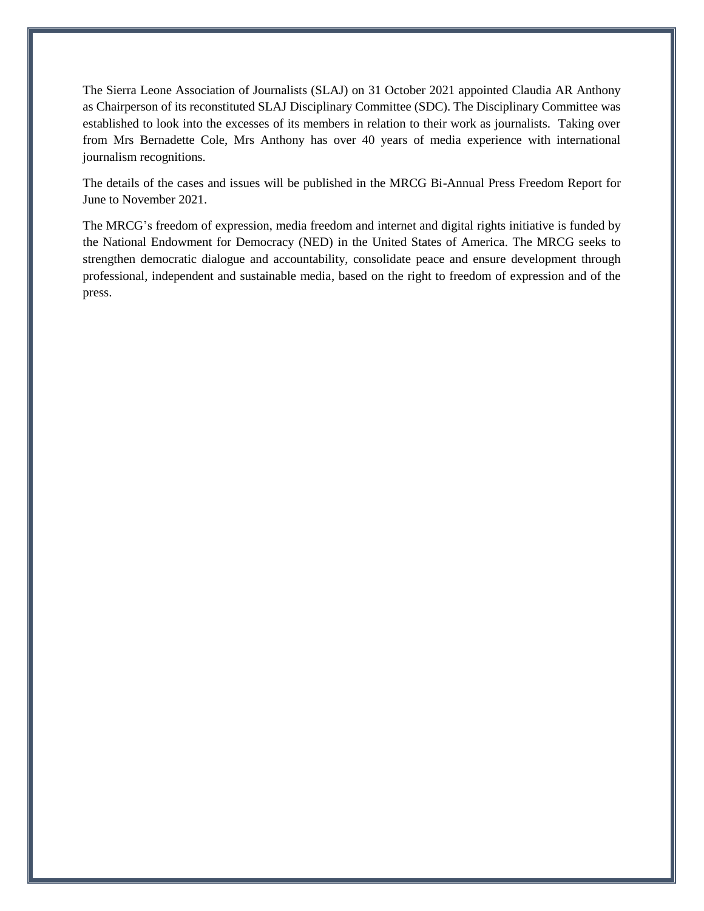The Sierra Leone Association of Journalists (SLAJ) on 31 October 2021 appointed Claudia AR Anthony as Chairperson of its reconstituted SLAJ Disciplinary Committee (SDC). The Disciplinary Committee was established to look into the excesses of its members in relation to their work as journalists. Taking over from Mrs Bernadette Cole, Mrs Anthony has over 40 years of media experience with international journalism recognitions.

The details of the cases and issues will be published in the MRCG Bi-Annual Press Freedom Report for June to November 2021.

The MRCG's freedom of expression, media freedom and internet and digital rights initiative is funded by the National Endowment for Democracy (NED) in the United States of America. The MRCG seeks to strengthen democratic dialogue and accountability, consolidate peace and ensure development through professional, independent and sustainable media, based on the right to freedom of expression and of the press.